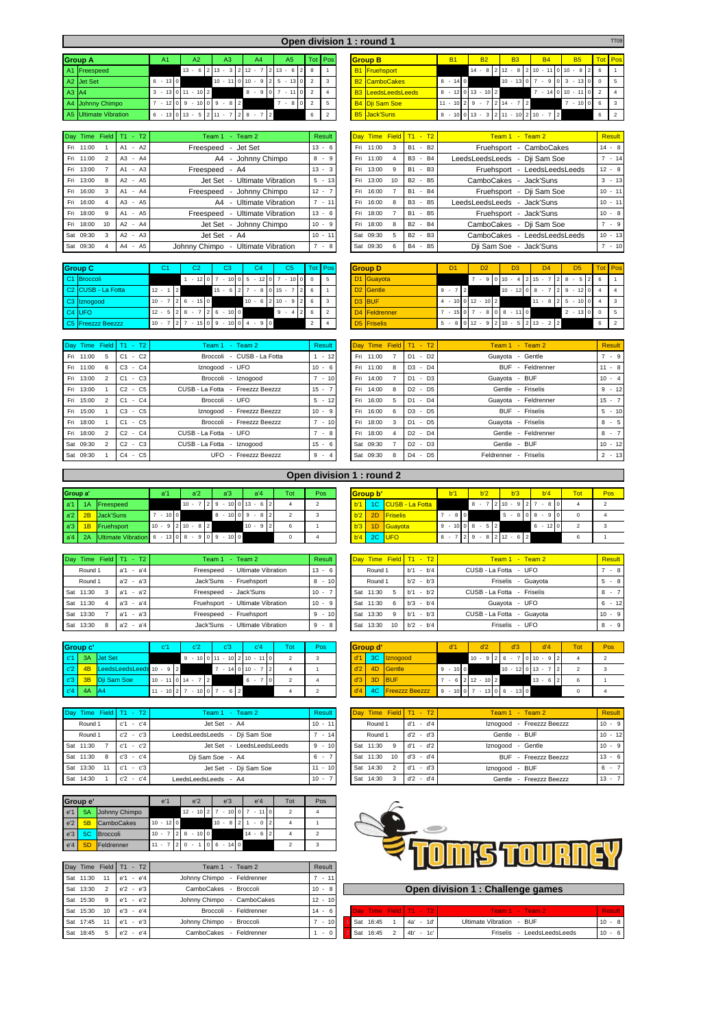# Open division 1 : round 1

TT09

## Group A

| Group A | | A1 | A2 | A3 | A4 | A5 | Tot | Pos |
|---|---|---|---|---|---|---|---|---|
| A1 | Freespeed | | 13 - 6 2 | 13 - 3 2 | 12 - 7 2 | 13 - 6 2 | 8 | 1 |
| A2 | Jet Set | 6 - 13 0 | | 10 - 11 0 | 10 - 9 2 | 5 - 13 0 | 2 | 3 |
| A3 | A4 | 3 - 13 0 | 11 - 10 2 | | 8 - 9 0 | 7 - 11 0 | 2 | 4 |
| A4 | Johnny Chimpo | 7 - 12 0 | 9 - 10 0 | 9 - 8 2 | | 7 - 8 0 | 2 | 5 |
| A5 | Ultimate Vibration | 6 - 13 0 | 13 - 5 2 | 11 - 7 2 | 8 - 7 2 | | 6 | 2 |

| Day | Time | Field | T1 - T2 | Team 1 - Team 2 | Result |
|---|---|---|---|---|---|
| Fri | 11:00 | 1 | A1 - A2 | Freespeed - Jet Set | 13 - 6 |
| Fri | 11:00 | 2 | A3 - A4 | A4 - Johnny Chimpo | 8 - 9 |
| Fri | 13:00 | 7 | A1 - A3 | Freespeed - A4 | 13 - 3 |
| Fri | 13:00 | 8 | A2 - A5 | Jet Set - Ultimate Vibration | 5 - 13 |
| Fri | 16:00 | 3 | A1 - A4 | Freespeed - Johnny Chimpo | 12 - 7 |
| Fri | 16:00 | 4 | A3 - A5 | A4 - Ultimate Vibration | 7 - 11 |
| Fri | 18:00 | 9 | A1 - A5 | Freespeed - Ultimate Vibration | 13 - 6 |
| Fri | 18:00 | 10 | A2 - A4 | Jet Set - Johnny Chimpo | 10 - 9 |
| Sat | 09:30 | 3 | A2 - A3 | Jet Set - A4 | 10 - 11 |
| Sat | 09:30 | 4 | A4 - A5 | Johnny Chimpo - Ultimate Vibration | 7 - 8 |

## Group B

| Group B | | B1 | B2 | B3 | B4 | B5 | Tot | Pos |
|---|---|---|---|---|---|---|---|---|
| B1 | Fruehsport | | 14 - 8 2 | 12 - 8 2 | 10 - 11 0 | 10 - 8 2 | 6 | 1 |
| B2 | CamboCakes | 8 - 14 0 | | 10 - 13 0 | 7 - 9 0 | 3 - 13 0 | 0 | 5 |
| B3 | LeedsLeedsLeeds | 8 - 12 0 | 13 - 10 2 | | 7 - 14 0 | 10 - 11 0 | 2 | 4 |
| B4 | Dji Sam Soe | 11 - 10 2 | 9 - 7 2 | 14 - 7 2 | | 7 - 10 0 | 6 | 3 |
| B5 | Jack'Suns | 8 - 10 0 | 13 - 3 2 | 11 - 10 2 | 10 - 7 2 | | 6 | 2 |

| Day | Time | Field | T1 - T2 | Team 1 - Team 2 | Result |
|---|---|---|---|---|---|
| Fri | 11:00 | 3 | B1 - B2 | Fruehsport - CamboCakes | 14 - 8 |
| Fri | 11:00 | 4 | B3 - B4 | LeedsLeedsLeeds - Dji Sam Soe | 7 - 14 |
| Fri | 13:00 | 9 | B1 - B3 | Fruehsport - LeedsLeedsLeeds | 12 - 8 |
| Fri | 13:00 | 10 | B2 - B5 | CamboCakes - Jack'Suns | 3 - 13 |
| Fri | 16:00 | 7 | B1 - B4 | Fruehsport - Dji Sam Soe | 10 - 11 |
| Fri | 16:00 | 8 | B3 - B5 | LeedsLeedsLeeds - Jack'Suns | 10 - 11 |
| Fri | 18:00 | 7 | B1 - B5 | Fruehsport - Jack'Suns | 10 - 8 |
| Fri | 18:00 | 8 | B2 - B4 | CamboCakes - Dji Sam Soe | 7 - 9 |
| Sat | 09:30 | 5 | B2 - B3 | CamboCakes - LeedsLeedsLeeds | 10 - 13 |
| Sat | 09:30 | 6 | B4 - B5 | Dji Sam Soe - Jack'Suns | 7 - 10 |

## Group C

| Group C | | C1 | C2 | C3 | C4 | C5 | Tot | Pos |
|---|---|---|---|---|---|---|---|---|
| C1 | Broccoli | | 1 - 12 0 | 7 - 10 0 | 5 - 12 0 | 7 - 10 0 | 0 | 5 |
| C2 | CUSB - La Fotta | 12 - 1 2 | | 15 - 6 2 | 7 - 8 0 | 15 - 7 2 | 6 | 1 |
| C3 | Iznogood | 10 - 7 2 | 6 - 15 0 | | 10 - 6 2 | 10 - 9 2 | 6 | 3 |
| C4 | UFO | 12 - 5 2 | 8 - 7 2 | 6 - 10 0 | | 9 - 4 2 | 6 | 2 |
| C5 | Freezzz Beezzz | 10 - 7 2 | 7 - 15 0 | 9 - 10 0 | 4 - 9 0 | | 2 | 4 |

| Day | Time | Field | T1 - T2 | Team 1 - Team 2 | Result |
|---|---|---|---|---|---|
| Fri | 11:00 | 5 | C1 - C2 | Broccoli - CUSB - La Fotta | 1 - 12 |
| Fri | 11:00 | 6 | C3 - C4 | Iznogood - UFO | 10 - 6 |
| Fri | 13:00 | 2 | C1 - C3 | Broccoli - Iznogood | 7 - 10 |
| Fri | 13:00 | 1 | C2 - C5 | CUSB - La Fotta - Freezzz Beezzz | 15 - 7 |
| Fri | 15:00 | 2 | C1 - C4 | Broccoli - UFO | 5 - 12 |
| Fri | 15:00 | 1 | C3 - C5 | Iznogood - Freezzz Beezzz | 10 - 9 |
| Fri | 18:00 | 1 | C1 - C5 | Broccoli - Freezzz Beezzz | 7 - 10 |
| Fri | 18:00 | 2 | C2 - C4 | CUSB - La Fotta - UFO | 7 - 8 |
| Sat | 09:30 | 2 | C2 - C3 | CUSB - La Fotta - Iznogood | 15 - 6 |
| Sat | 09:30 | 1 | C4 - C5 | UFO - Freezzz Beezzz | 9 - 4 |

## Group D

| Group D | | D1 | D2 | D3 | D4 | D5 | Tot | Pos |
|---|---|---|---|---|---|---|---|---|
| D1 | Guayota | | 7 - 9 0 | 10 - 4 2 | 15 - 7 2 | 8 - 5 2 | 6 | 1 |
| D2 | Gentle | 9 - 7 2 | | 10 - 12 0 | 8 - 7 2 | 9 - 12 0 | 4 | 4 |
| D3 | BUF | 4 - 10 0 | 12 - 10 2 | | 11 - 8 2 | 5 - 10 0 | 4 | 3 |
| D4 | Feldrenner | 7 - 15 0 | 7 - 8 0 | 8 - 11 0 | | 2 - 13 0 | 0 | 5 |
| D5 | Friselis | 5 - 8 0 | 12 - 9 2 | 10 - 5 2 | 13 - 2 2 | | 6 | 2 |

| Day | Time | Field | T1 - T2 | Team 1 - Team 2 | Result |
|---|---|---|---|---|---|
| Fri | 11:00 | 7 | D1 - D2 | Guayota - Gentle | 7 - 9 |
| Fri | 11:00 | 8 | D3 - D4 | BUF - Feldrenner | 11 - 8 |
| Fri | 14:00 | 7 | D1 - D3 | Guayota - BUF | 10 - 4 |
| Fri | 14:00 | 8 | D2 - D5 | Gentle - Friselis | 9 - 12 |
| Fri | 16:00 | 5 | D1 - D4 | Guayota - Feldrenner | 15 - 7 |
| Fri | 16:00 | 6 | D3 - D5 | BUF - Friselis | 5 - 10 |
| Fri | 18:00 | 3 | D1 - D5 | Guayota - Friselis | 8 - 5 |
| Fri | 18:00 | 4 | D2 - D4 | Gentle - Feldrenner | 8 - 7 |
| Sat | 09:30 | 7 | D2 - D3 | Gentle - BUF | 10 - 12 |
| Sat | 09:30 | 8 | D4 - D5 | Feldrenner - Friselis | 2 - 13 |

# Open division 1 : round 2

## Group a'

| Group a' | | | a'1 | a'2 | a'3 | a'4 | Tot | Pos |
|---|---|---|---|---|---|---|---|---|
| a'1 | 1A | Freespeed | | 10 - 7 2 | 9 - 10 0 | 13 - 6 2 | 4 | 2 |
| a'2 | 2B | Jack'Suns | 7 - 10 0 | | 8 - 10 0 | 9 - 8 2 | 2 | 3 |
| a'3 | 1B | Fruehsport | 10 - 9 2 | 10 - 8 2 | | 10 - 9 2 | 6 | 1 |
| a'4 | 2A | Ultimate Vibration | 6 - 13 0 | 8 - 9 0 | 9 - 10 0 | | 0 | 4 |

| Day | Time | Field | T1 - T2 | Team 1 - Team 2 | Result |
|---|---|---|---|---|---|
| Round 1 | | | a'1 - a'4 | Freespeed - Ultimate Vibration | 13 - 6 |
| Round 1 | | | a'2 - a'3 | Jack'Suns - Fruehsport | 8 - 10 |
| Sat | 11:30 | 3 | a'1 - a'2 | Freespeed - Jack'Suns | 10 - 7 |
| Sat | 11:30 | 4 | a'3 - a'4 | Fruehsport - Ultimate Vibration | 10 - 9 |
| Sat | 13:30 | 7 | a'1 - a'3 | Freespeed - Fruehsport | 9 - 10 |
| Sat | 13:30 | 8 | a'2 - a'4 | Jack'Suns - Ultimate Vibration | 9 - 8 |

## Group b'

| Group b' | | | b'1 | b'2 | b'3 | b'4 | Tot | Pos |
|---|---|---|---|---|---|---|---|---|
| b'1 | 1C | CUSB - La Fotta | | 8 - 7 2 | 10 - 9 2 | 7 - 8 0 | 4 | 2 |
| b'2 | 2D | Friselis | 7 - 8 0 | | 5 - 8 0 | 8 - 9 0 | 0 | 4 |
| b'3 | 1D | Guayota | 9 - 10 0 | 8 - 5 2 | | 6 - 12 0 | 2 | 3 |
| b'4 | 2C | UFO | 8 - 7 2 | 9 - 8 2 | 12 - 6 2 | | 6 | 1 |

| Day | Time | Field | T1 - T2 | Team 1 - Team 2 | Result |
|---|---|---|---|---|---|
| Round 1 | | | b'1 - b'4 | CUSB - La Fotta - UFO | 7 - 8 |
| Round 1 | | | b'2 - b'3 | Friselis - Guayota | 5 - 8 |
| Sat | 11:30 | 5 | b'1 - b'2 | CUSB - La Fotta - Friselis | 8 - 7 |
| Sat | 11:30 | 6 | b'3 - b'4 | Guayota - UFO | 6 - 12 |
| Sat | 13:30 | 9 | b'1 - b'3 | CUSB - La Fotta - Guayota | 10 - 9 |
| Sat | 13:30 | 10 | b'2 - b'4 | Friselis - UFO | 8 - 9 |

## Group c'

| Group c' | | | c'1 | c'2 | c'3 | c'4 | Tot | Pos |
|---|---|---|---|---|---|---|---|---|
| c'1 | 3A | Jet Set | | 9 - 10 0 | 11 - 10 2 | 10 - 11 0 | 2 | 3 |
| c'2 | 4B | LeedsLeedsLeeds | 10 - 9 2 | | 7 - 14 0 | 10 - 7 2 | 4 | 1 |
| c'3 | 3B | Dji Sam Soe | 10 - 11 0 | 14 - 7 2 | | 6 - 7 0 | 2 | 4 |
| c'4 | 4A | A4 | 11 - 10 2 | 7 - 10 0 | 7 - 6 2 | | 4 | 2 |

| Day | Time | Field | T1 - T2 | Team 1 - Team 2 | Result |
|---|---|---|---|---|---|
| Round 1 | | | c'1 - c'4 | Jet Set - A4 | 10 - 11 |
| Round 1 | | | c'2 - c'3 | LeedsLeedsLeeds - Dji Sam Soe | 7 - 14 |
| Sat | 11:30 | 7 | c'1 - c'2 | Jet Set - LeedsLeedsLeeds | 9 - 10 |
| Sat | 11:30 | 8 | c'3 - c'4 | Dji Sam Soe - A4 | 6 - 7 |
| Sat | 13:30 | 11 | c'1 - c'3 | Jet Set - Dji Sam Soe | 11 - 10 |
| Sat | 14:30 | 1 | c'2 - c'4 | LeedsLeedsLeeds - A4 | 10 - 7 |

## Group d'

| Group d' | | | d'1 | d'2 | d'3 | d'4 | Tot | Pos |
|---|---|---|---|---|---|---|---|---|
| d'1 | 3C | Iznogood | | 10 - 9 2 | 6 - 7 0 | 10 - 9 2 | 4 | 2 |
| d'2 | 4D | Gentle | 9 - 10 0 | | 10 - 12 0 | 13 - 7 2 | 2 | 3 |
| d'3 | 3D | BUF | 7 - 6 2 | 12 - 10 2 | | 13 - 6 2 | 6 | 1 |
| d'4 | 4C | Freezzz Beezzz | 9 - 10 0 | 7 - 13 0 | 6 - 13 0 | | 0 | 4 |

| Day | Time | Field | T1 - T2 | Team 1 - Team 2 | Result |
|---|---|---|---|---|---|
| Round 1 | | | d'1 - d'4 | Iznogood - Freezzz Beezzz | 10 - 9 |
| Round 1 | | | d'2 - d'3 | Gentle - BUF | 10 - 12 |
| Sat | 11:30 | 9 | d'1 - d'2 | Iznogood - Gentle | 10 - 9 |
| Sat | 11:30 | 10 | d'3 - d'4 | BUF - Freezzz Beezzz | 13 - 6 |
| Sat | 14:30 | 2 | d'1 - d'3 | Iznogood - BUF | 6 - 7 |
| Sat | 14:30 | 3 | d'2 - d'4 | Gentle - Freezzz Beezzz | 13 - 7 |

## Group e'

| Group e' | | | e'1 | e'2 | e'3 | e'4 | Tot | Pos |
|---|---|---|---|---|---|---|---|---|
| e'1 | 5A | Johnny Chimpo | | 12 - 10 2 | 7 - 10 0 | 7 - 11 0 | 2 | 4 |
| e'2 | 5B | CamboCakes | 10 - 12 0 | | 10 - 8 2 | 1 - 0 2 | 4 | 1 |
| e'3 | 5C | Broccoli | 10 - 7 2 | 8 - 10 0 | | 14 - 6 2 | 4 | 2 |
| e'4 | 5D | Feldrenner | 11 - 7 2 | 0 - 1 0 | 6 - 14 0 | | 2 | 3 |

| Day | Time | Field | T1 - T2 | Team 1 - Team 2 | Result |
|---|---|---|---|---|---|
| Sat | 11:30 | 11 | e'1 - e'4 | Johnny Chimpo - Feldrenner | 7 - 11 |
| Sat | 13:30 | 2 | e'2 - e'3 | CamboCakes - Broccoli | 10 - 8 |
| Sat | 15:30 | 9 | e'1 - e'2 | Johnny Chimpo - CamboCakes | 12 - 10 |
| Sat | 15:30 | 10 | e'3 - e'4 | Broccoli - Feldrenner | 14 - 6 |
| Sat | 17:45 | 11 | e'1 - e'3 | Johnny Chimpo - Broccoli | 7 - 10 |
| Sat | 18:45 | 5 | e'2 - e'4 | CamboCakes - Feldrenner | 1 - 0 |

TOM'S TOURNEY

# Open division 1 : Challenge games

| Day | Time | Field | T1 - T2 | Team 1 - Team 2 | Result |
|---|---|---|---|---|---|
| Sat | 16:45 | 1 | 4a' - 1d' | Ultimate Vibration - BUF | 10 - 8 |
| Sat | 16:45 | 2 | 4b' - 1c' | Friselis - LeedsLeedsLeeds | 10 - 6 |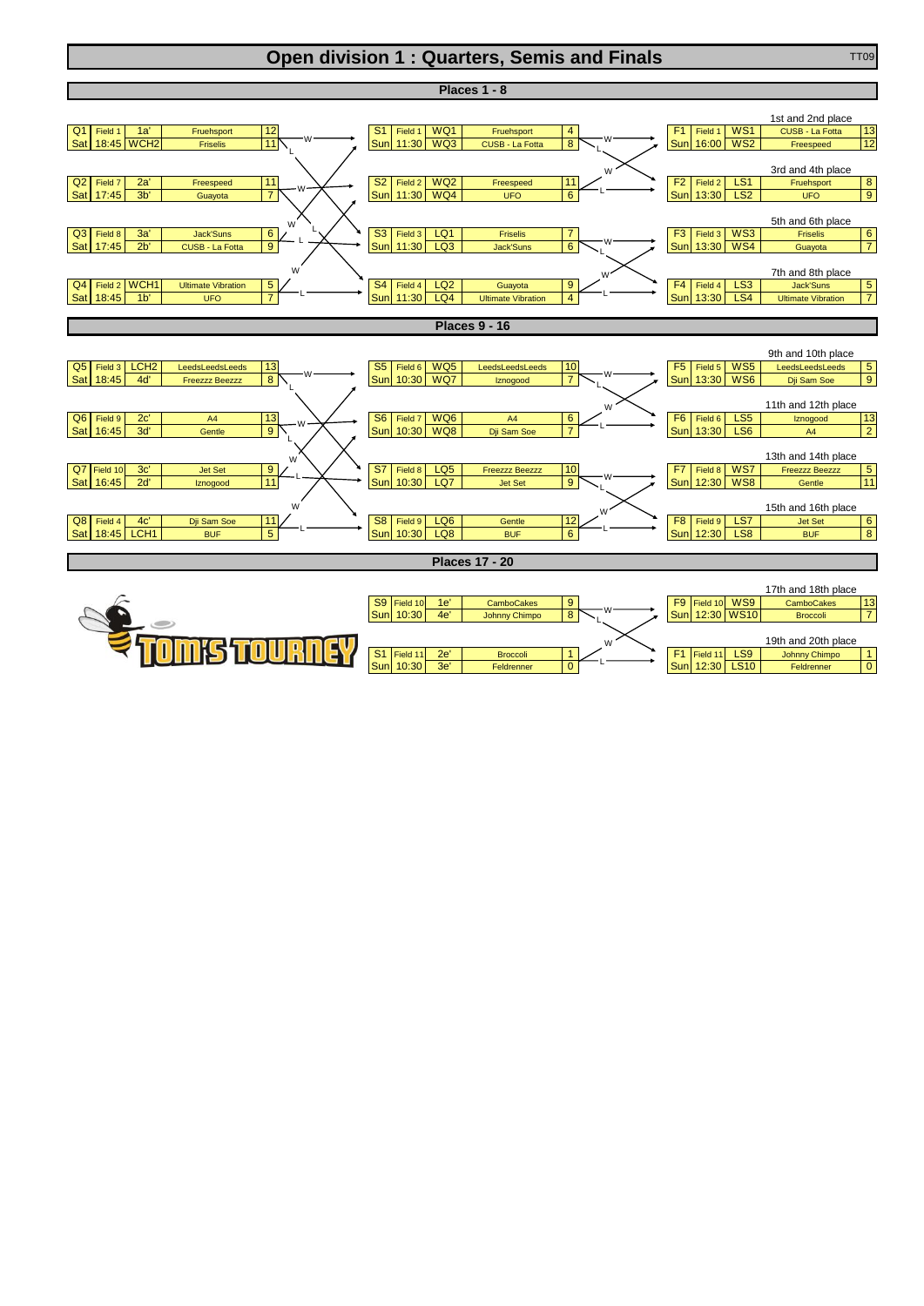# Open division 1 : Quarters, Semis and Finals

TT09

## Places 1 - 8

| Game | Field | Day | Time | Seed | Team | Score |
|---|---|---|---|---|---|---|
| Q1 | Field 1 | Sat | 18:45 | 1a' | Fruehsport | 12 |
| | | | | WCH2 | Friselis | 11 |
| Q2 | Field 7 | Sat | 17:45 | 2a' | Freespeed | 11 |
| | | | | 3b' | Guayota | 7 |
| Q3 | Field 8 | Sat | 17:45 | 3a' | Jack'Suns | 6 |
| | | | | 2b' | CUSB - La Fotta | 9 |
| Q4 | Field 2 | Sat | 18:45 | WCH1 | Ultimate Vibration | 5 |
| | | | | 1b' | UFO | 7 |

| Game | Field | Day | Time | Seed | Team | Score |
|---|---|---|---|---|---|---|
| S1 | Field 1 | Sun | 11:30 | WQ1 | Fruehsport | 4 |
| | | | | WQ3 | CUSB - La Fotta | 8 |
| S2 | Field 2 | Sun | 11:30 | WQ2 | Freespeed | 11 |
| | | | | WQ4 | UFO | 6 |
| S3 | Field 3 | Sun | 11:30 | LQ1 | Friselis | 7 |
| | | | | LQ3 | Jack'Suns | 6 |
| S4 | Field 4 | Sun | 11:30 | LQ2 | Guayota | 9 |
| | | | | LQ4 | Ultimate Vibration | 4 |

| Place | Game | Field | Day | Time | Seed | Team | Score |
|---|---|---|---|---|---|---|---|
| 1st and 2nd place | F1 | Field 1 | Sun | 16:00 | WS1 | CUSB - La Fotta | 13 |
| | | | | | WS2 | Freespeed | 12 |
| 3rd and 4th place | F2 | Field 2 | Sun | 13:30 | LS1 | Fruehsport | 8 |
| | | | | | LS2 | UFO | 9 |
| 5th and 6th place | F3 | Field 3 | Sun | 13:30 | WS3 | Friselis | 6 |
| | | | | | WS4 | Guayota | 7 |
| 7th and 8th place | F4 | Field 4 | Sun | 13:30 | LS3 | Jack'Suns | 5 |
| | | | | | LS4 | Ultimate Vibration | 7 |

## Places 9 - 16

| Game | Field | Day | Time | Seed | Team | Score |
|---|---|---|---|---|---|---|
| Q5 | Field 3 | Sat | 18:45 | LCH2 | LeedsLeedsLeeds | 13 |
| | | | | 4d' | Freezzz Beezzz | 8 |
| Q6 | Field 9 | Sat | 16:45 | 2c' | A4 | 13 |
| | | | | 3d' | Gentle | 9 |
| Q7 | Field 10 | Sat | 16:45 | 3c' | Jet Set | 9 |
| | | | | 2d' | Iznogood | 11 |
| Q8 | Field 4 | Sat | 18:45 | 4c' | Dji Sam Soe | 11 |
| | | | | LCH1 | BUF | 5 |

| Game | Field | Day | Time | Seed | Team | Score |
|---|---|---|---|---|---|---|
| S5 | Field 6 | Sun | 10:30 | WQ5 | LeedsLeedsLeeds | 10 |
| | | | | WQ7 | Iznogood | 7 |
| S6 | Field 7 | Sun | 10:30 | WQ6 | A4 | 6 |
| | | | | WQ8 | Dji Sam Soe | 7 |
| S7 | Field 8 | Sun | 10:30 | LQ5 | Freezzz Beezzz | 10 |
| | | | | LQ7 | Jet Set | 9 |
| S8 | Field 9 | Sun | 10:30 | LQ6 | Gentle | 12 |
| | | | | LQ8 | BUF | 6 |

| Place | Game | Field | Day | Time | Seed | Team | Score |
|---|---|---|---|---|---|---|---|
| 9th and 10th place | F5 | Field 5 | Sun | 13:30 | WS5 | LeedsLeedsLeeds | 5 |
| | | | | | WS6 | Dji Sam Soe | 9 |
| 11th and 12th place | F6 | Field 6 | Sun | 13:30 | LS5 | Iznogood | 13 |
| | | | | | LS6 | A4 | 2 |
| 13th and 14th place | F7 | Field 8 | Sun | 12:30 | WS7 | Freezzz Beezzz | 5 |
| | | | | | WS8 | Gentle | 11 |
| 15th and 16th place | F8 | Field 9 | Sun | 12:30 | LS7 | Jet Set | 6 |
| | | | | | LS8 | BUF | 8 |

## Places 17 - 20

| Game | Field | Day | Time | Seed | Team | Score |
|---|---|---|---|---|---|---|
| S9 | Field 10 | Sun | 10:30 | 1e' | CamboCakes | 9 |
| | | | | 4e' | Johnny Chimpo | 8 |
| S1 | Field 11 | Sun | 10:30 | 2e' | Broccoli | 1 |
| | | | | 3e' | Feldrenner | 0 |

| Place | Game | Field | Day | Time | Seed | Team | Score |
|---|---|---|---|---|---|---|---|
| 17th and 18th place | F9 | Field 10 | Sun | 12:30 | WS9 | CamboCakes | 13 |
| | | | | | WS10 | Broccoli | 7 |
| 19th and 20th place | F1 | Field 11 | Sun | 12:30 | LS9 | Johnny Chimpo | 1 |
| | | | | | LS10 | Feldrenner | 0 |

TOM'S TOURNEY